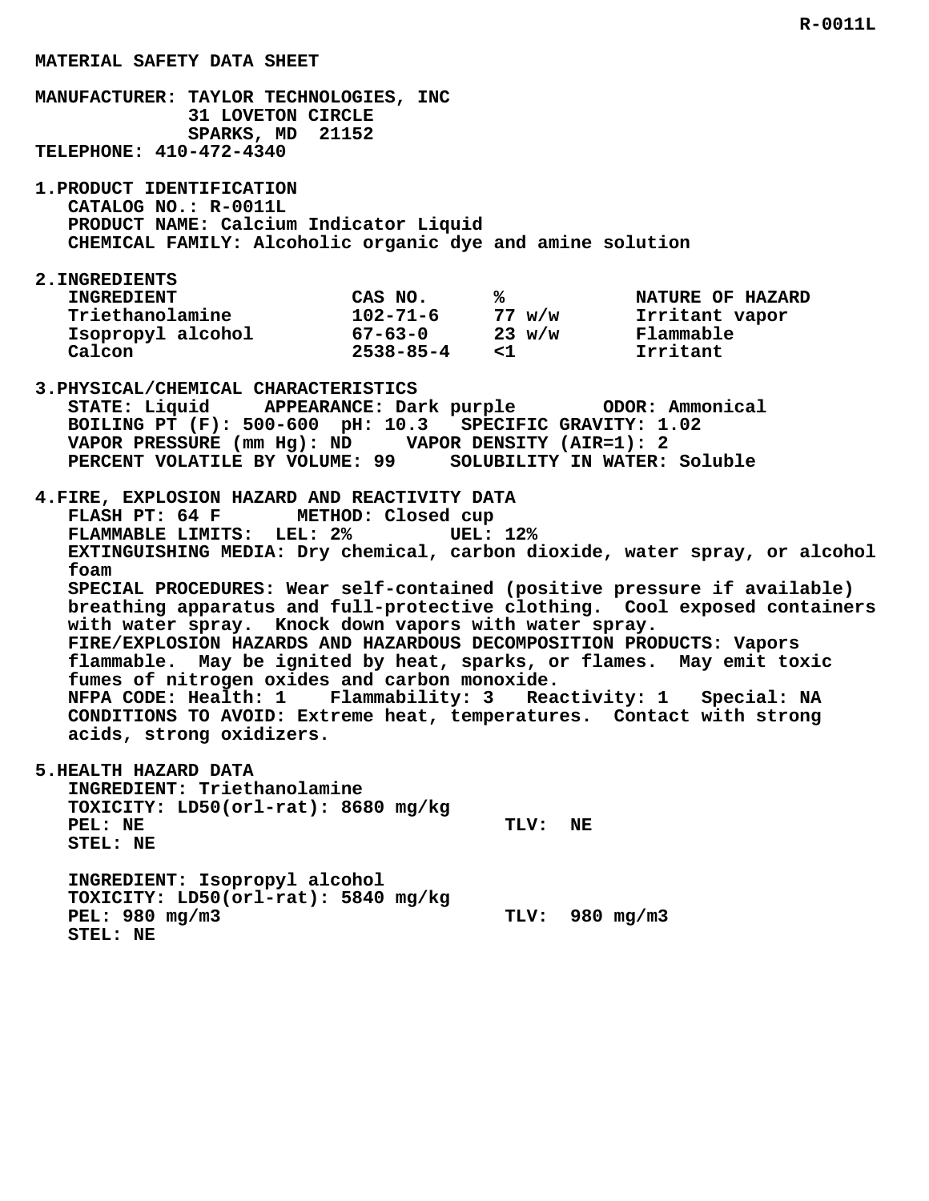# MATERIAL SAFETY DATA SHEET

**MANUFACTURER:** TAYLOR TECHNOLOGIES, INC
31 LOVETON CIRCLE
SPARKS, MD 21152
**TELEPHONE:** 410-472-4340

## 1. PRODUCT IDENTIFICATION

CATALOG NO.: R-0011L
PRODUCT NAME: Calcium Indicator Liquid
CHEMICAL FAMILY: Alcoholic organic dye and amine solution

## 2. INGREDIENTS

| INGREDIENT | CAS NO. | % | NATURE OF HAZARD |
|---|---|---|---|
| Triethanolamine | 102-71-6 | 77 w/w | Irritant vapor |
| Isopropyl alcohol | 67-63-0 | 23 w/w | Flammable |
| Calcon | 2538-85-4 | <1 | Irritant |

## 3. PHYSICAL/CHEMICAL CHARACTERISTICS

STATE: Liquid APPEARANCE: Dark purple ODOR: Ammonical
BOILING PT (F): 500-600 pH: 10.3 SPECIFIC GRAVITY: 1.02
VAPOR PRESSURE (mm Hg): ND VAPOR DENSITY (AIR=1): 2
PERCENT VOLATILE BY VOLUME: 99 SOLUBILITY IN WATER: Soluble

## 4. FIRE, EXPLOSION HAZARD AND REACTIVITY DATA

FLASH PT: 64 F METHOD: Closed cup
FLAMMABLE LIMITS: LEL: 2% UEL: 12%
EXTINGUISHING MEDIA: Dry chemical, carbon dioxide, water spray, or alcohol foam
SPECIAL PROCEDURES: Wear self-contained (positive pressure if available) breathing apparatus and full-protective clothing. Cool exposed containers with water spray. Knock down vapors with water spray.
FIRE/EXPLOSION HAZARDS AND HAZARDOUS DECOMPOSITION PRODUCTS: Vapors flammable. May be ignited by heat, sparks, or flames. May emit toxic fumes of nitrogen oxides and carbon monoxide.
NFPA CODE: Health: 1 Flammability: 3 Reactivity: 1 Special: NA
CONDITIONS TO AVOID: Extreme heat, temperatures. Contact with strong acids, strong oxidizers.

## 5. HEALTH HAZARD DATA

INGREDIENT: Triethanolamine
TOXICITY: LD50(orl-rat): 8680 mg/kg
PEL: NE TLV: NE
STEL: NE

INGREDIENT: Isopropyl alcohol
TOXICITY: LD50(orl-rat): 5840 mg/kg
PEL: 980 mg/m3 TLV: 980 mg/m3
STEL: NE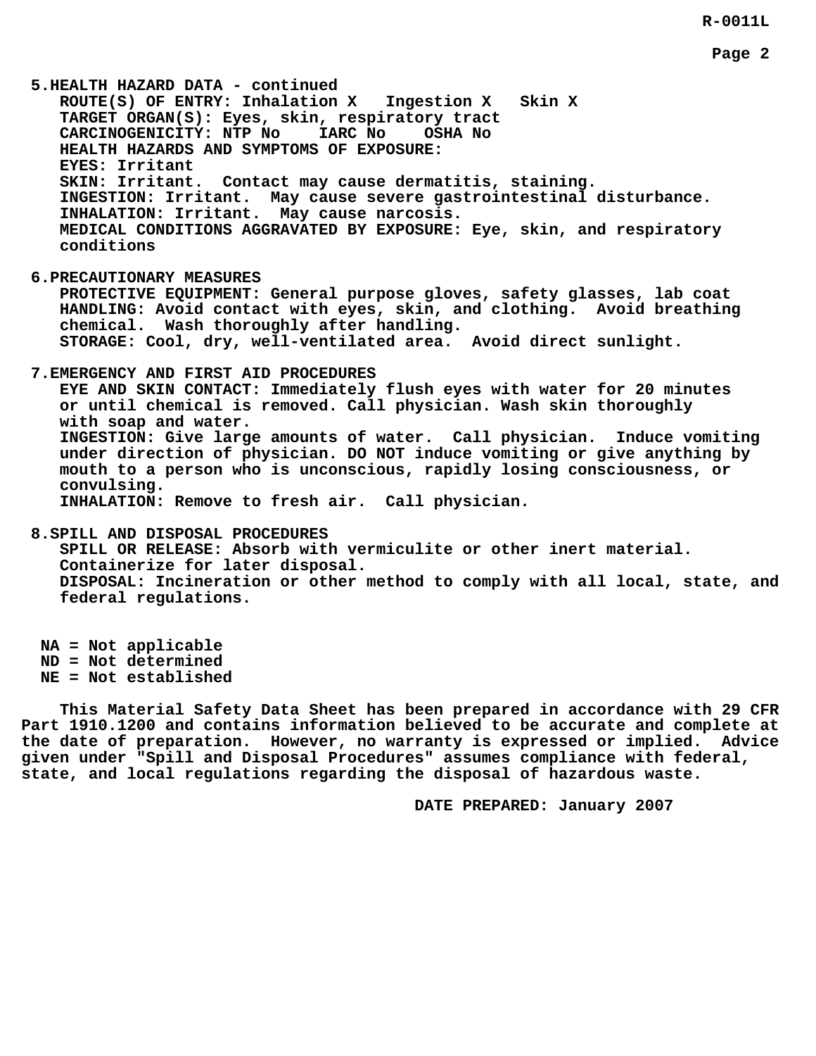## 5. HEALTH HAZARD DATA - continued

ROUTE(S) OF ENTRY: Inhalation X   Ingestion X   Skin X
TARGET ORGAN(S): Eyes, skin, respiratory tract
CARCINOGENICITY: NTP No   IARC No   OSHA No
HEALTH HAZARDS AND SYMPTOMS OF EXPOSURE:
EYES: Irritant
SKIN: Irritant. Contact may cause dermatitis, staining.
INGESTION: Irritant. May cause severe gastrointestinal disturbance.
INHALATION: Irritant. May cause narcosis.
MEDICAL CONDITIONS AGGRAVATED BY EXPOSURE: Eye, skin, and respiratory conditions

## 6. PRECAUTIONARY MEASURES

PROTECTIVE EQUIPMENT: General purpose gloves, safety glasses, lab coat
HANDLING: Avoid contact with eyes, skin, and clothing. Avoid breathing chemical. Wash thoroughly after handling.
STORAGE: Cool, dry, well-ventilated area. Avoid direct sunlight.

## 7. EMERGENCY AND FIRST AID PROCEDURES

EYE AND SKIN CONTACT: Immediately flush eyes with water for 20 minutes or until chemical is removed. Call physician. Wash skin thoroughly with soap and water.
INGESTION: Give large amounts of water. Call physician. Induce vomiting under direction of physician. DO NOT induce vomiting or give anything by mouth to a person who is unconscious, rapidly losing consciousness, or convulsing.
INHALATION: Remove to fresh air. Call physician.

## 8. SPILL AND DISPOSAL PROCEDURES

SPILL OR RELEASE: Absorb with vermiculite or other inert material. Containerize for later disposal.
DISPOSAL: Incineration or other method to comply with all local, state, and federal regulations.

NA = Not applicable
ND = Not determined
NE = Not established

This Material Safety Data Sheet has been prepared in accordance with 29 CFR Part 1910.1200 and contains information believed to be accurate and complete at the date of preparation. However, no warranty is expressed or implied. Advice given under "Spill and Disposal Procedures" assumes compliance with federal, state, and local regulations regarding the disposal of hazardous waste.

DATE PREPARED: January 2007